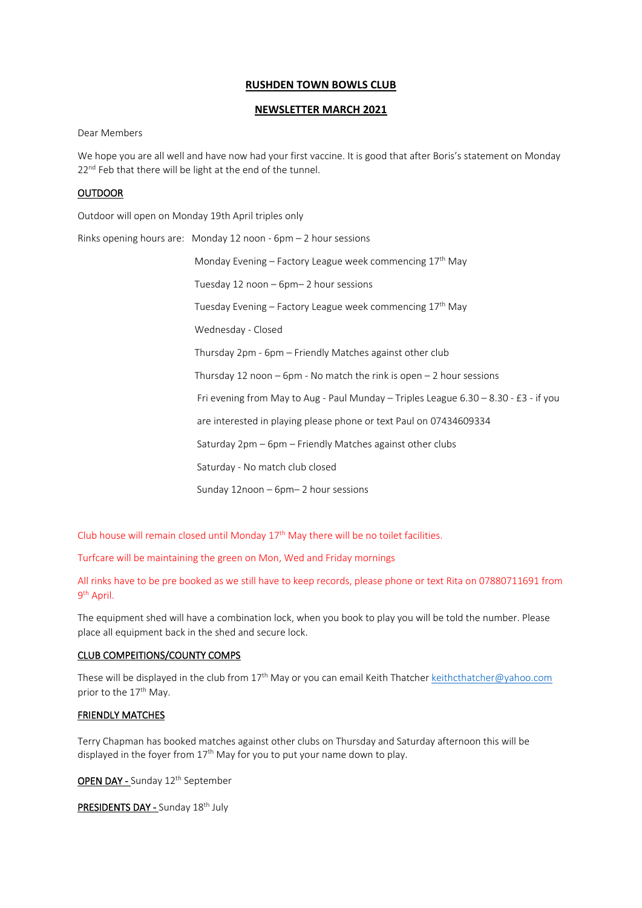# RUSHDEN TOWN BOWLS CLUB

## NEWSLETTER MARCH 2021

Dear Members

We hope you are all well and have now had your first vaccine. It is good that after Boris's statement on Monday 22nd Feb that there will be light at the end of the tunnel.

### OUTDOOR

Outdoor will open on Monday 19th April triples only

Rinks opening hours are: Monday 12 noon - 6pm – 2 hour sessions

Monday Evening – Factory League week commencing 17th May

Tuesday 12 noon – 6pm– 2 hour sessions

Tuesday Evening – Factory League week commencing 17th May

Wednesday - Closed

Thursday 2pm - 6pm – Friendly Matches against other club

Thursday 12 noon – 6pm - No match the rink is open – 2 hour sessions

Fri evening from May to Aug - Paul Munday – Triples League 6.30 – 8.30 - £3 - if you are interested in playing please phone or text Paul on 07434609334

Saturday 2pm – 6pm – Friendly Matches against other clubs

Saturday - No match club closed

Sunday 12noon – 6pm– 2 hour sessions

Club house will remain closed until Monday 17th May there will be no toilet facilities.

Turfcare will be maintaining the green on Mon, Wed and Friday mornings

All rinks have to be pre booked as we still have to keep records, please phone or text Rita on 07880711691 from 9th April.

The equipment shed will have a combination lock, when you book to play you will be told the number. Please place all equipment back in the shed and secure lock.

### CLUB COMPEITIONS/COUNTY COMPS

These will be displayed in the club from 17th May or you can email Keith Thatcher keithcthatcher@yahoo.com prior to the 17th May.

### FRIENDLY MATCHES

Terry Chapman has booked matches against other clubs on Thursday and Saturday afternoon this will be displayed in the foyer from 17th May for you to put your name down to play.

**OPEN DAY -** Sunday 12th September

**PRESIDENTS DAY -** Sunday 18th July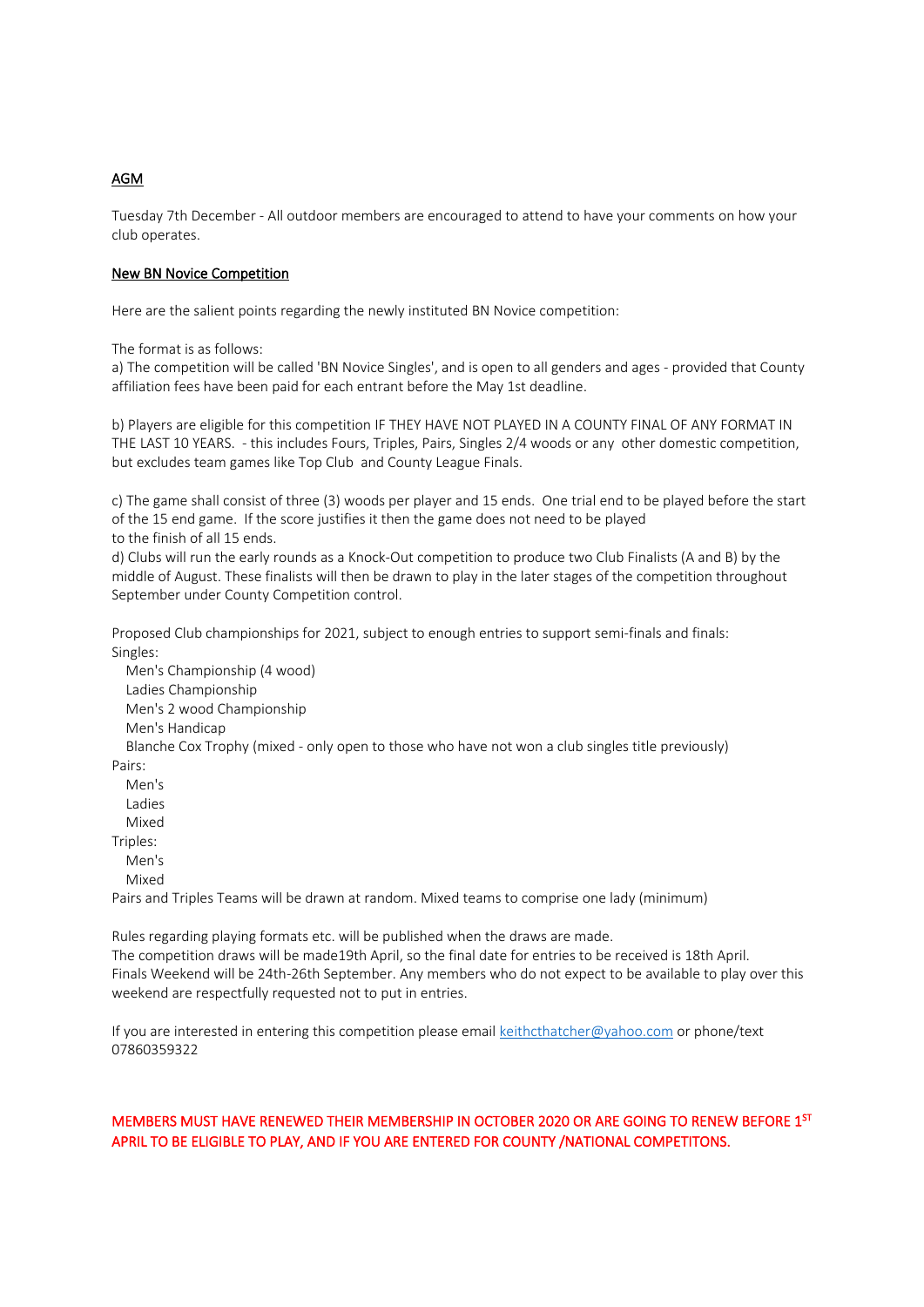## AGM

Tuesday 7th December - All outdoor members are encouraged to attend to have your comments on how your club operates.

## New BN Novice Competition

Here are the salient points regarding the newly instituted BN Novice competition:

The format is as follows:
a) The competition will be called 'BN Novice Singles', and is open to all genders and ages - provided that County affiliation fees have been paid for each entrant before the May 1st deadline.

b) Players are eligible for this competition IF THEY HAVE NOT PLAYED IN A COUNTY FINAL OF ANY FORMAT IN THE LAST 10 YEARS. - this includes Fours, Triples, Pairs, Singles 2/4 woods or any other domestic competition, but excludes team games like Top Club and County League Finals.

c) The game shall consist of three (3) woods per player and 15 ends. One trial end to be played before the start of the 15 end game. If the score justifies it then the game does not need to be played
to the finish of all 15 ends.
d) Clubs will run the early rounds as a Knock-Out competition to produce two Club Finalists (A and B) by the middle of August. These finalists will then be drawn to play in the later stages of the competition throughout September under County Competition control.

Proposed Club championships for 2021, subject to enough entries to support semi-finals and finals:
Singles:
- Men's Championship (4 wood)
- Ladies Championship
- Men's 2 wood Championship
- Men's Handicap
- Blanche Cox Trophy (mixed - only open to those who have not won a club singles title previously)

Pairs:
- Men's
- Ladies
- Mixed

Triples:
- Men's
- Mixed

Pairs and Triples Teams will be drawn at random. Mixed teams to comprise one lady (minimum)

Rules regarding playing formats etc. will be published when the draws are made.
The competition draws will be made19th April, so the final date for entries to be received is 18th April.
Finals Weekend will be 24th-26th September. Any members who do not expect to be available to play over this weekend are respectfully requested not to put in entries.

If you are interested in entering this competition please email keithcthatcher@yahoo.com or phone/text 07860359322

**MEMBERS MUST HAVE RENEWED THEIR MEMBERSHIP IN OCTOBER 2020 OR ARE GOING TO RENEW BEFORE 1ST APRIL TO BE ELIGIBLE TO PLAY, AND IF YOU ARE ENTERED FOR COUNTY /NATIONAL COMPETITONS.**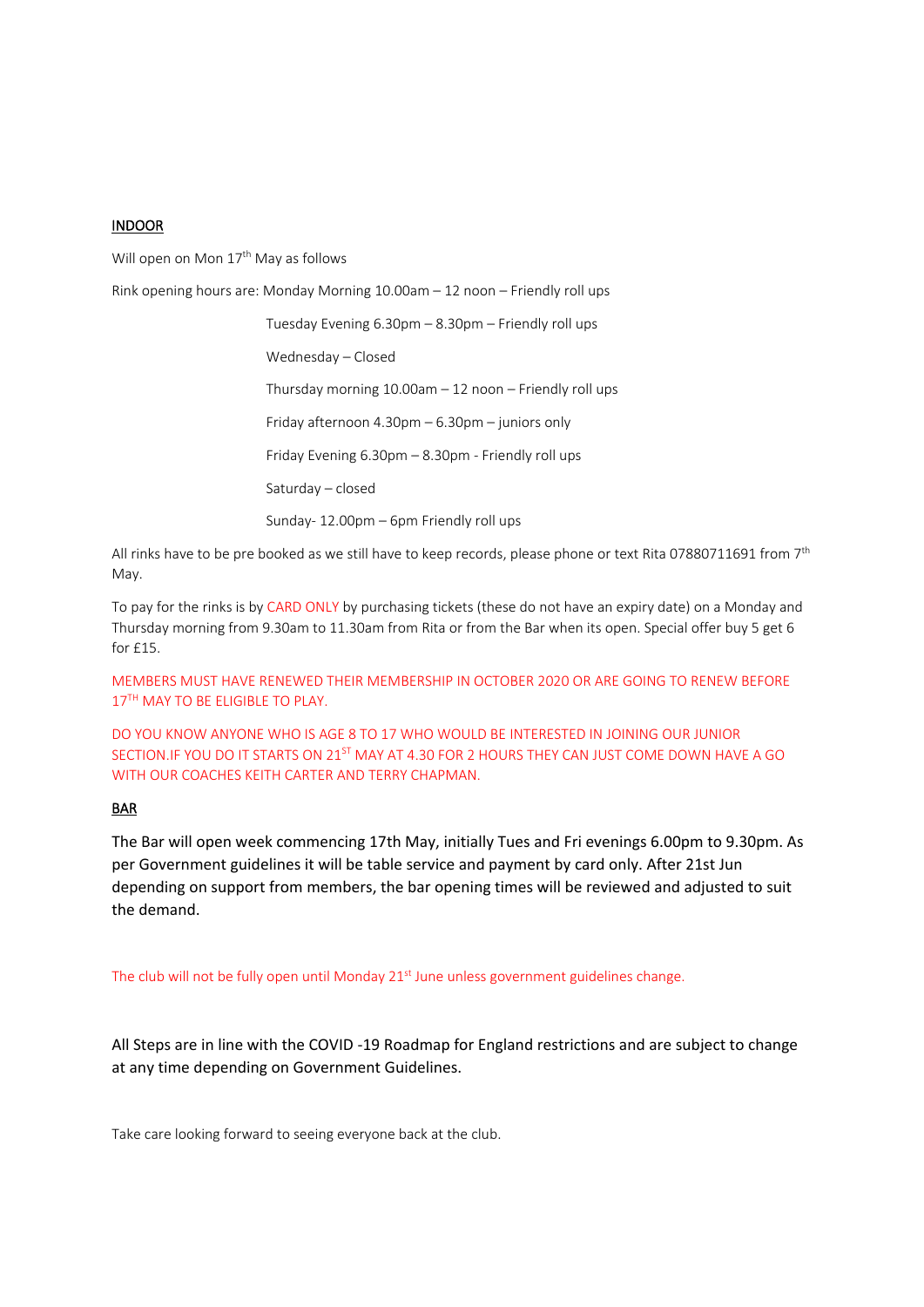<u>INDOOR</u>

Will open on Mon 17th May as follows

Rink opening hours are: Monday Morning 10.00am – 12 noon – Friendly roll ups

Tuesday Evening 6.30pm – 8.30pm – Friendly roll ups

Wednesday – Closed

Thursday morning 10.00am – 12 noon – Friendly roll ups

Friday afternoon 4.30pm – 6.30pm – juniors only

Friday Evening 6.30pm – 8.30pm - Friendly roll ups

Saturday – closed

Sunday- 12.00pm – 6pm Friendly roll ups

All rinks have to be pre booked as we still have to keep records, please phone or text Rita 07880711691 from 7th May.

To pay for the rinks is by CARD ONLY by purchasing tickets (these do not have an expiry date) on a Monday and Thursday morning from 9.30am to 11.30am from Rita or from the Bar when its open. Special offer buy 5 get 6 for £15.

MEMBERS MUST HAVE RENEWED THEIR MEMBERSHIP IN OCTOBER 2020 OR ARE GOING TO RENEW BEFORE 17TH MAY TO BE ELIGIBLE TO PLAY.

DO YOU KNOW ANYONE WHO IS AGE 8 TO 17 WHO WOULD BE INTERESTED IN JOINING OUR JUNIOR SECTION.IF YOU DO IT STARTS ON 21ST MAY AT 4.30 FOR 2 HOURS THEY CAN JUST COME DOWN HAVE A GO WITH OUR COACHES KEITH CARTER AND TERRY CHAPMAN.

<u>BAR</u>

The Bar will open week commencing 17th May, initially Tues and Fri evenings 6.00pm to 9.30pm. As per Government guidelines it will be table service and payment by card only. After 21st Jun depending on support from members, the bar opening times will be reviewed and adjusted to suit the demand.

The club will not be fully open until Monday 21st June unless government guidelines change.

All Steps are in line with the COVID -19 Roadmap for England restrictions and are subject to change at any time depending on Government Guidelines.

Take care looking forward to seeing everyone back at the club.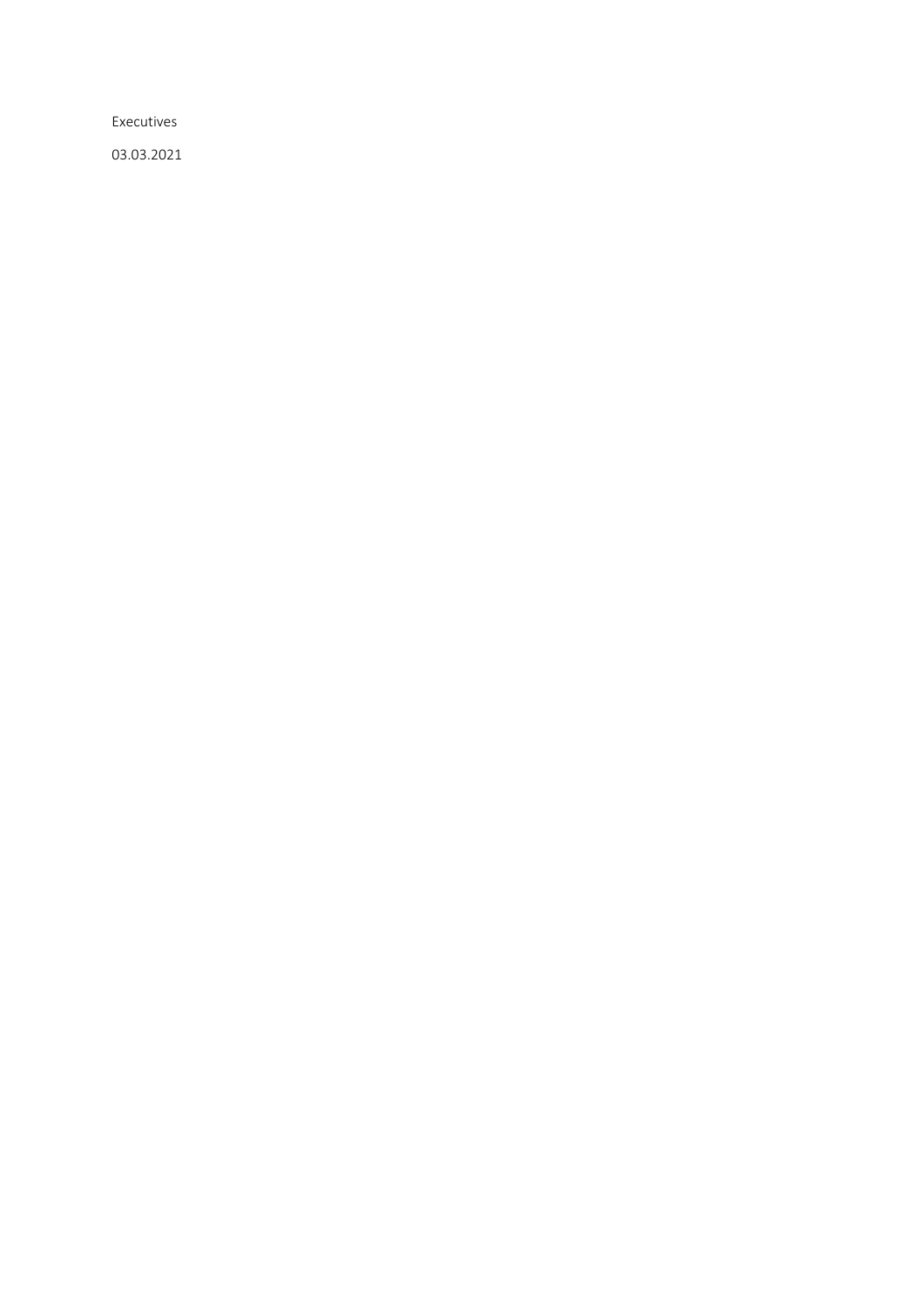Executives

03.03.2021